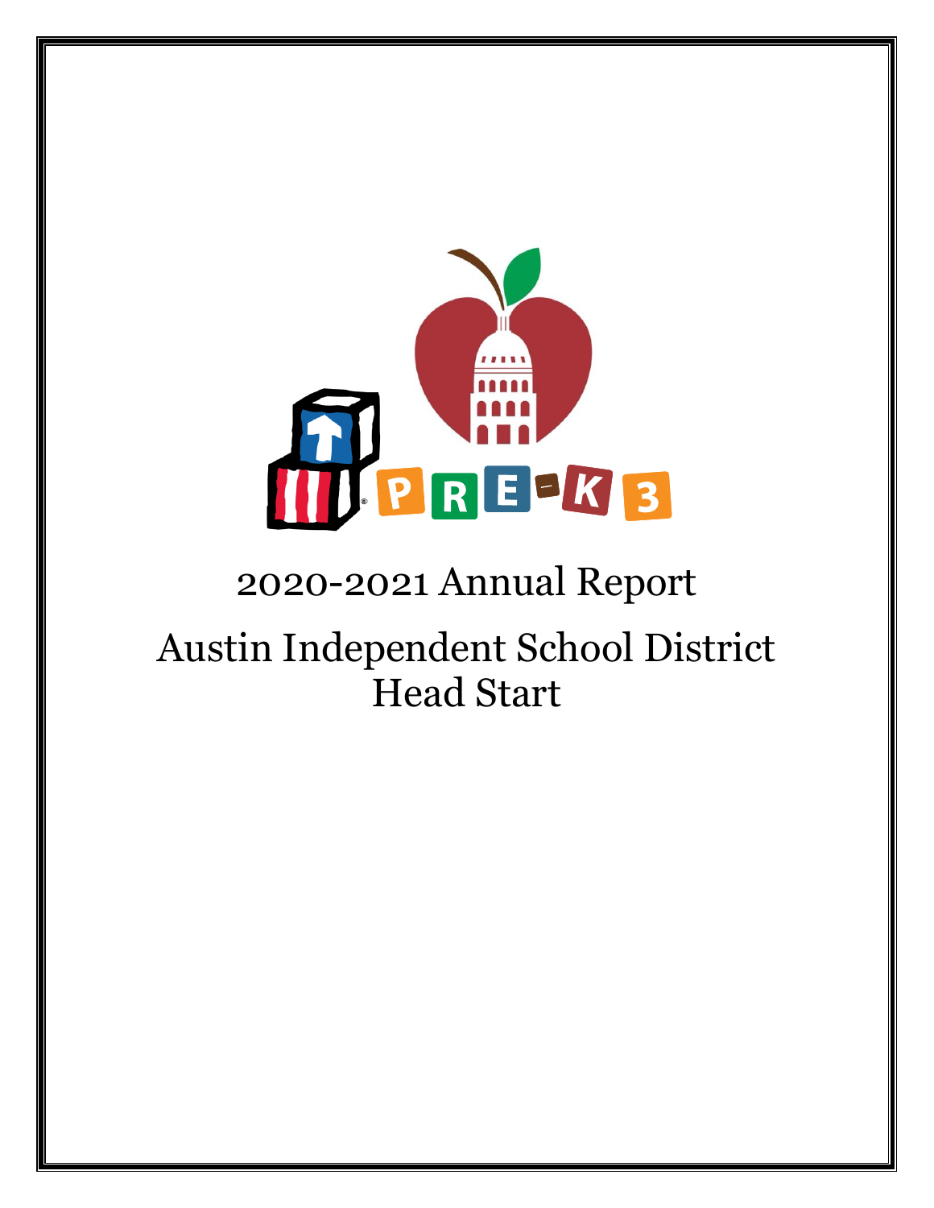# 2020-2021 Annual Report

# Austin Independent School District Head Start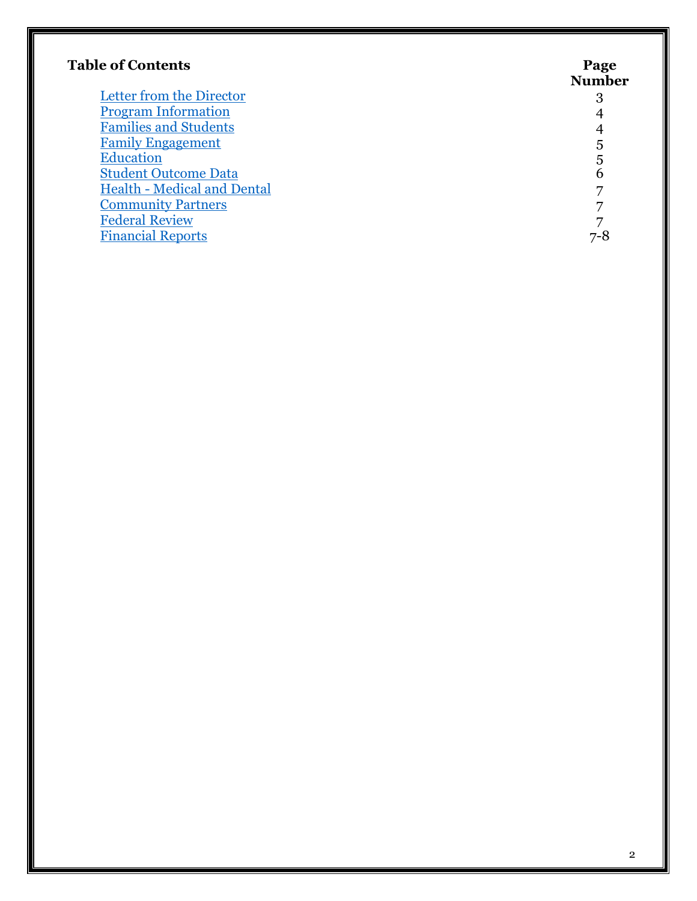## Table of Contents

| Table of Contents | Page Number |
| --- | --- |
| Letter from the Director | 3 |
| Program Information | 4 |
| Families and Students | 4 |
| Family Engagement | 5 |
| Education | 5 |
| Student Outcome Data | 6 |
| Health - Medical and Dental | 7 |
| Community Partners | 7 |
| Federal Review | 7 |
| Financial Reports | 7-8 |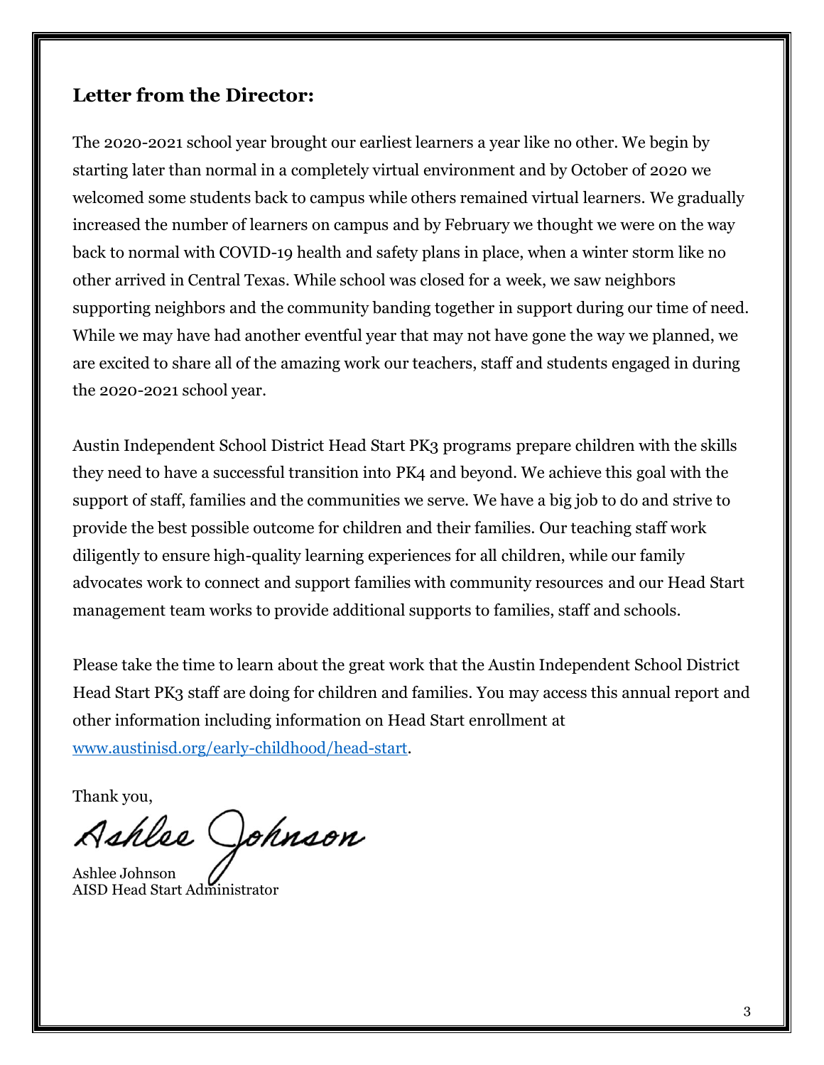## Letter from the Director:

The 2020-2021 school year brought our earliest learners a year like no other. We begin by starting later than normal in a completely virtual environment and by October of 2020 we welcomed some students back to campus while others remained virtual learners. We gradually increased the number of learners on campus and by February we thought we were on the way back to normal with COVID-19 health and safety plans in place, when a winter storm like no other arrived in Central Texas. While school was closed for a week, we saw neighbors supporting neighbors and the community banding together in support during our time of need. While we may have had another eventful year that may not have gone the way we planned, we are excited to share all of the amazing work our teachers, staff and students engaged in during the 2020-2021 school year.

Austin Independent School District Head Start PK3 programs prepare children with the skills they need to have a successful transition into PK4 and beyond. We achieve this goal with the support of staff, families and the communities we serve. We have a big job to do and strive to provide the best possible outcome for children and their families. Our teaching staff work diligently to ensure high-quality learning experiences for all children, while our family advocates work to connect and support families with community resources and our Head Start management team works to provide additional supports to families, staff and schools.

Please take the time to learn about the great work that the Austin Independent School District Head Start PK3 staff are doing for children and families. You may access this annual report and other information including information on Head Start enrollment at [www.austinisd.org/early-childhood/head-start](http://www.austinisd.org/early-childhood/head-start).

Thank you,

Ashlee Johnson

Ashlee Johnson
AISD Head Start Administrator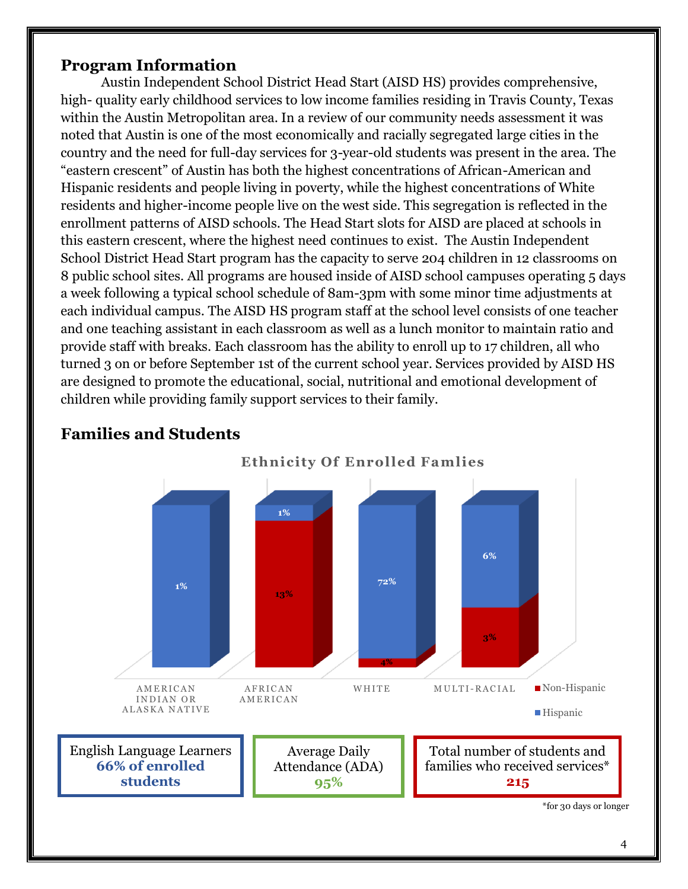## Program Information

Austin Independent School District Head Start (AISD HS) provides comprehensive, high- quality early childhood services to low income families residing in Travis County, Texas within the Austin Metropolitan area. In a review of our community needs assessment it was noted that Austin is one of the most economically and racially segregated large cities in the country and the need for full-day services for 3-year-old students was present in the area. The "eastern crescent" of Austin has both the highest concentrations of African-American and Hispanic residents and people living in poverty, while the highest concentrations of White residents and higher-income people live on the west side. This segregation is reflected in the enrollment patterns of AISD schools. The Head Start slots for AISD are placed at schools in this eastern crescent, where the highest need continues to exist. The Austin Independent School District Head Start program has the capacity to serve 204 children in 12 classrooms on 8 public school sites. All programs are housed inside of AISD school campuses operating 5 days a week following a typical school schedule of 8am-3pm with some minor time adjustments at each individual campus. The AISD HS program staff at the school level consists of one teacher and one teaching assistant in each classroom as well as a lunch monitor to maintain ratio and provide staff with breaks. Each classroom has the ability to enroll up to 17 children, all who turned 3 on or before September 1st of the current school year. Services provided by AISD HS are designed to promote the educational, social, nutritional and emotional development of children while providing family support services to their family.

## Families and Students

**Ethnicity Of Enrolled Famlies**

| | American Indian or Alaska Native | African American | White | Multi-Racial |
|---|---|---|---|---|
| Non-Hispanic | | 13% | 4% | 3% |
| Hispanic | 1% | 1% | 72% | 6% |

| English Language Learners | Average Daily Attendance (ADA) | Total number of students and families who received services* |
|---|---|---|
| **66% of enrolled students** | **95%** | **215** |

*for 30 days or longer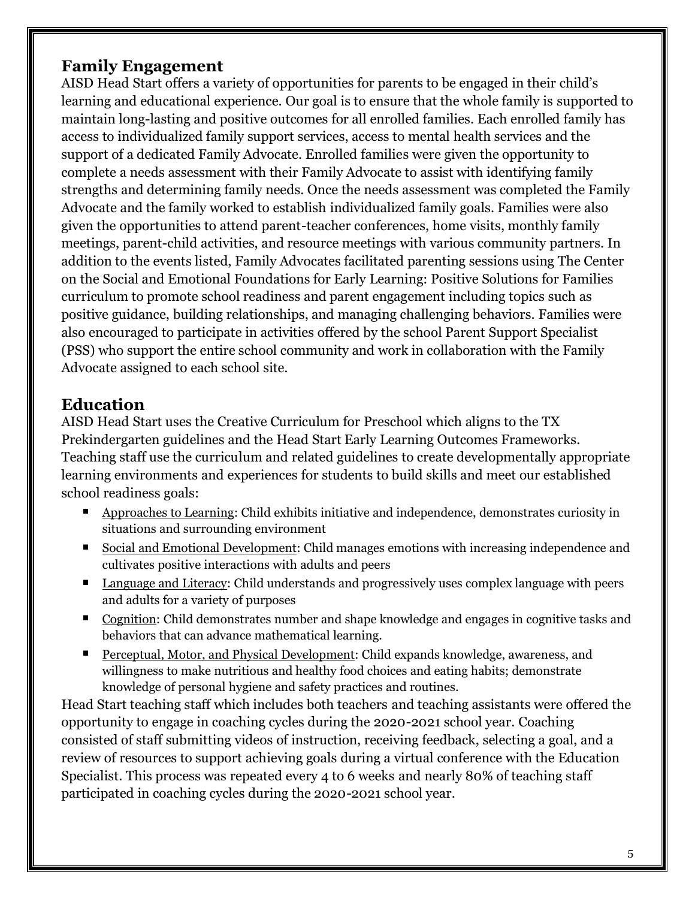## Family Engagement

AISD Head Start offers a variety of opportunities for parents to be engaged in their child's learning and educational experience. Our goal is to ensure that the whole family is supported to maintain long-lasting and positive outcomes for all enrolled families. Each enrolled family has access to individualized family support services, access to mental health services and the support of a dedicated Family Advocate. Enrolled families were given the opportunity to complete a needs assessment with their Family Advocate to assist with identifying family strengths and determining family needs. Once the needs assessment was completed the Family Advocate and the family worked to establish individualized family goals. Families were also given the opportunities to attend parent-teacher conferences, home visits, monthly family meetings, parent-child activities, and resource meetings with various community partners. In addition to the events listed, Family Advocates facilitated parenting sessions using The Center on the Social and Emotional Foundations for Early Learning: Positive Solutions for Families curriculum to promote school readiness and parent engagement including topics such as positive guidance, building relationships, and managing challenging behaviors. Families were also encouraged to participate in activities offered by the school Parent Support Specialist (PSS) who support the entire school community and work in collaboration with the Family Advocate assigned to each school site.

## Education

AISD Head Start uses the Creative Curriculum for Preschool which aligns to the TX Prekindergarten guidelines and the Head Start Early Learning Outcomes Frameworks. Teaching staff use the curriculum and related guidelines to create developmentally appropriate learning environments and experiences for students to build skills and meet our established school readiness goals:

- Approaches to Learning: Child exhibits initiative and independence, demonstrates curiosity in situations and surrounding environment
- Social and Emotional Development: Child manages emotions with increasing independence and cultivates positive interactions with adults and peers
- Language and Literacy: Child understands and progressively uses complex language with peers and adults for a variety of purposes
- Cognition: Child demonstrates number and shape knowledge and engages in cognitive tasks and behaviors that can advance mathematical learning.
- Perceptual, Motor, and Physical Development: Child expands knowledge, awareness, and willingness to make nutritious and healthy food choices and eating habits; demonstrate knowledge of personal hygiene and safety practices and routines.

Head Start teaching staff which includes both teachers and teaching assistants were offered the opportunity to engage in coaching cycles during the 2020-2021 school year. Coaching consisted of staff submitting videos of instruction, receiving feedback, selecting a goal, and a review of resources to support achieving goals during a virtual conference with the Education Specialist. This process was repeated every 4 to 6 weeks and nearly 80% of teaching staff participated in coaching cycles during the 2020-2021 school year.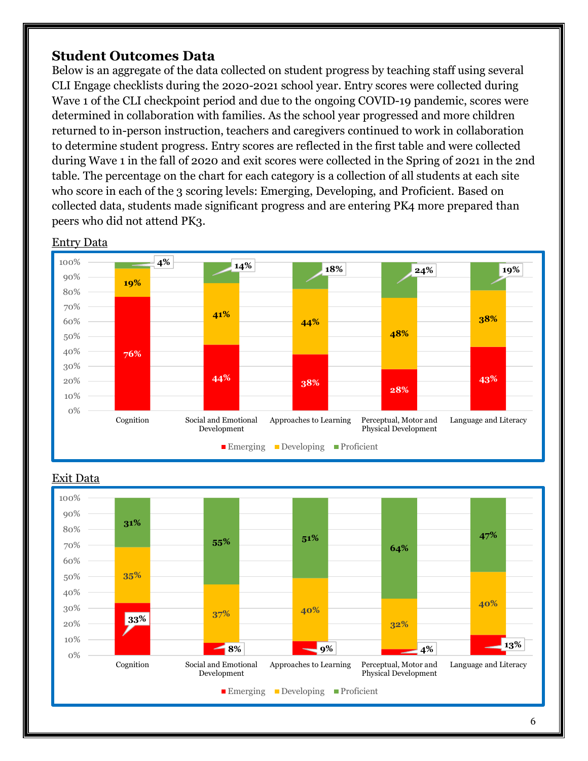## Student Outcomes Data

Below is an aggregate of the data collected on student progress by teaching staff using several CLI Engage checklists during the 2020-2021 school year. Entry scores were collected during Wave 1 of the CLI checkpoint period and due to the ongoing COVID-19 pandemic, scores were determined in collaboration with families. As the school year progressed and more children returned to in-person instruction, teachers and caregivers continued to work in collaboration to determine student progress. Entry scores are reflected in the first table and were collected during Wave 1 in the fall of 2020 and exit scores were collected in the Spring of 2021 in the 2nd table. The percentage on the chart for each category is a collection of all students at each site who score in each of the 3 scoring levels: Emerging, Developing, and Proficient. Based on collected data, students made significant progress and are entering PK4 more prepared than peers who did not attend PK3.

Entry Data

| | Cognition | Social and Emotional Development | Approaches to Learning | Perceptual, Motor and Physical Development | Language and Literacy |
|---|---|---|---|---|---|
| Emerging | 76% | 44% | 38% | 28% | 43% |
| Developing | 19% | 41% | 44% | 48% | 38% |
| Proficient | 4% | 14% | 18% | 24% | 19% |

Exit Data

| | Cognition | Social and Emotional Development | Approaches to Learning | Perceptual, Motor and Physical Development | Language and Literacy |
|---|---|---|---|---|---|
| Emerging | 33% | 8% | 9% | 4% | 13% |
| Developing | 35% | 37% | 40% | 32% | 40% |
| Proficient | 31% | 55% | 51% | 64% | 47% |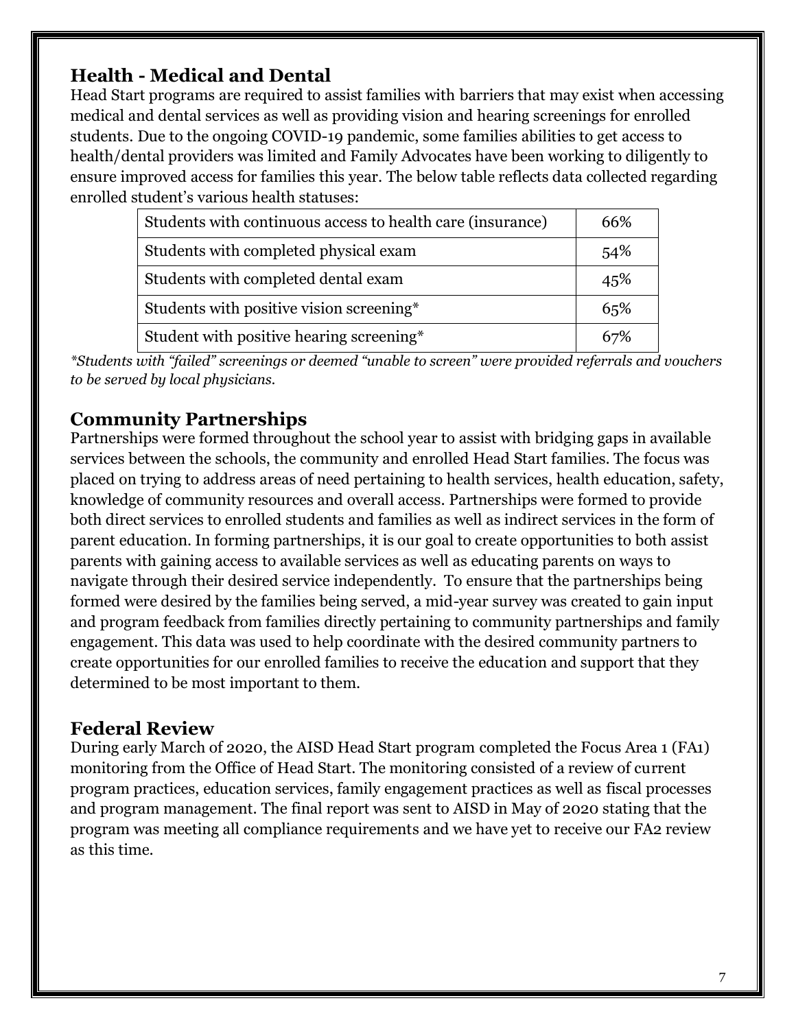## Health - Medical and Dental

Head Start programs are required to assist families with barriers that may exist when accessing medical and dental services as well as providing vision and hearing screenings for enrolled students. Due to the ongoing COVID-19 pandemic, some families abilities to get access to health/dental providers was limited and Family Advocates have been working to diligently to ensure improved access for families this year. The below table reflects data collected regarding enrolled student's various health statuses:

| | |
|---|---|
| Students with continuous access to health care (insurance) | 66% |
| Students with completed physical exam | 54% |
| Students with completed dental exam | 45% |
| Students with positive vision screening* | 65% |
| Student with positive hearing screening* | 67% |

*\*Students with "failed" screenings or deemed "unable to screen" were provided referrals and vouchers to be served by local physicians.*

## Community Partnerships

Partnerships were formed throughout the school year to assist with bridging gaps in available services between the schools, the community and enrolled Head Start families. The focus was placed on trying to address areas of need pertaining to health services, health education, safety, knowledge of community resources and overall access. Partnerships were formed to provide both direct services to enrolled students and families as well as indirect services in the form of parent education. In forming partnerships, it is our goal to create opportunities to both assist parents with gaining access to available services as well as educating parents on ways to navigate through their desired service independently. To ensure that the partnerships being formed were desired by the families being served, a mid-year survey was created to gain input and program feedback from families directly pertaining to community partnerships and family engagement. This data was used to help coordinate with the desired community partners to create opportunities for our enrolled families to receive the education and support that they determined to be most important to them.

## Federal Review

During early March of 2020, the AISD Head Start program completed the Focus Area 1 (FA1) monitoring from the Office of Head Start. The monitoring consisted of a review of current program practices, education services, family engagement practices as well as fiscal processes and program management. The final report was sent to AISD in May of 2020 stating that the program was meeting all compliance requirements and we have yet to receive our FA2 review as this time.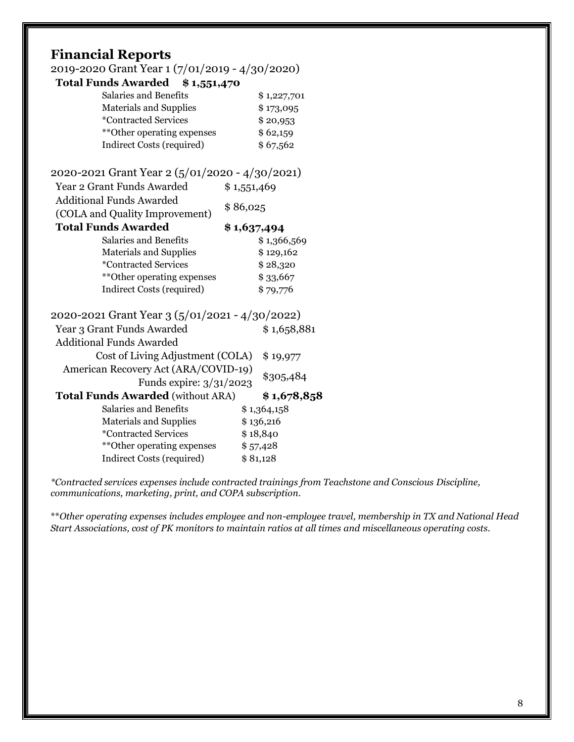## Financial Reports

2019-2020 Grant Year 1 (7/01/2019 - 4/30/2020)

| | |
|---|---|
| **Total Funds Awarded** | **$ 1,551,470** |
| Salaries and Benefits | $ 1,227,701 |
| Materials and Supplies | $ 173,095 |
| *Contracted Services | $ 20,953 |
| **Other operating expenses | $ 62,159 |
| Indirect Costs (required) | $ 67,562 |

2020-2021 Grant Year 2 (5/01/2020 - 4/30/2021)

| | |
|---|---|
| Year 2 Grant Funds Awarded | $ 1,551,469 |
| Additional Funds Awarded (COLA and Quality Improvement) | $ 86,025 |
| **Total Funds Awarded** | **$ 1,637,494** |
| Salaries and Benefits | $ 1,366,569 |
| Materials and Supplies | $ 129,162 |
| *Contracted Services | $ 28,320 |
| **Other operating expenses | $ 33,667 |
| Indirect Costs (required) | $ 79,776 |

2020-2021 Grant Year 3 (5/01/2021 - 4/30/2022)

| | |
|---|---|
| Year 3 Grant Funds Awarded | $ 1,658,881 |
| Additional Funds Awarded | |
| Cost of Living Adjustment (COLA) | $ 19,977 |
| American Recovery Act (ARA/COVID-19) Funds expire: 3/31/2023 | $305,484 |
| **Total Funds Awarded** (without ARA) | **$ 1,678,858** |
| Salaries and Benefits | $ 1,364,158 |
| Materials and Supplies | $ 136,216 |
| *Contracted Services | $ 18,840 |
| **Other operating expenses | $ 57,428 |
| Indirect Costs (required) | $ 81,128 |

*\*Contracted services expenses include contracted trainings from Teachstone and Conscious Discipline, communications, marketing, print, and COPA subscription.*

*\*\*Other operating expenses includes employee and non-employee travel, membership in TX and National Head Start Associations, cost of PK monitors to maintain ratios at all times and miscellaneous operating costs.*